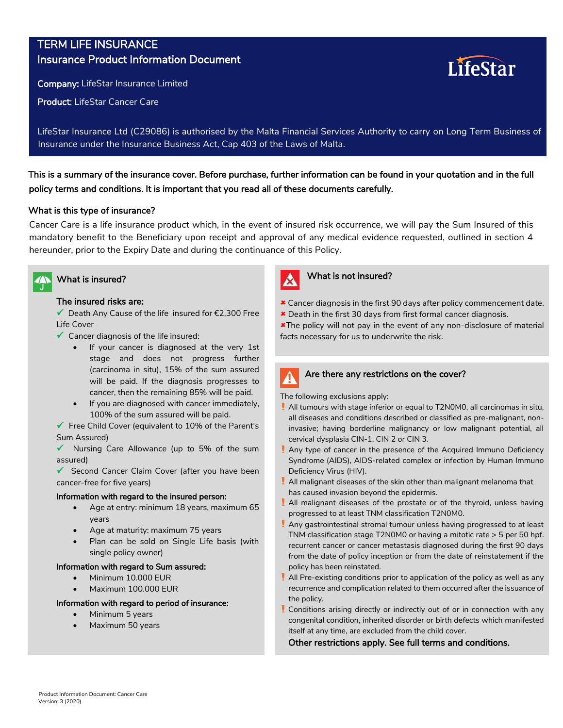# TERM LIFE INSURANCE
## Insurance Product Information Document

**Company:** LifeStar Insurance Limited

**Product:** LifeStar Cancer Care

LifeStar

LifeStar Insurance Ltd (C29086) is authorised by the Malta Financial Services Authority to carry on Long Term Business of Insurance under the Insurance Business Act, Cap 403 of the Laws of Malta.

**This is a summary of the insurance cover. Before purchase, further information can be found in your quotation and in the full policy terms and conditions. It is important that you read all of these documents carefully.**

### What is this type of insurance?

Cancer Care is a life insurance product which, in the event of insured risk occurrence, we will pay the Sum Insured of this mandatory benefit to the Beneficiary upon receipt and approval of any medical evidence requested, outlined in section 4 hereunder, prior to the Expiry Date and during the continuance of this Policy.

### What is insured?

**The insured risks are:**

✓ Death Any Cause of the life insured for €2,300 Free Life Cover

✓ Cancer diagnosis of the life insured:

- If your cancer is diagnosed at the very 1st stage and does not progress further (carcinoma in situ), 15% of the sum assured will be paid. If the diagnosis progresses to cancer, then the remaining 85% will be paid.
- If you are diagnosed with cancer immediately, 100% of the sum assured will be paid.

✓ Free Child Cover (equivalent to 10% of the Parent's Sum Assured)

✓ Nursing Care Allowance (up to 5% of the sum assured)

✓ Second Cancer Claim Cover (after you have been cancer-free for five years)

**Information with regard to the insured person:**

- Age at entry: minimum 18 years, maximum 65 years
- Age at maturity: maximum 75 years
- Plan can be sold on Single Life basis (with single policy owner)

**Information with regard to Sum assured:**

- Minimum 10.000 EUR
- Maximum 100.000 EUR

**Information with regard to period of insurance:**

- Minimum 5 years
- Maximum 50 years

### What is not insured?

✖ Cancer diagnosis in the first 90 days after policy commencement date.

✖ Death in the first 30 days from first formal cancer diagnosis.

✖ The policy will not pay in the event of any non-disclosure of material facts necessary for us to underwrite the risk.

### Are there any restrictions on the cover?

The following exclusions apply:

! All tumours with stage inferior or equal to T2N0M0, all carcinomas in situ, all diseases and conditions described or classified as pre-malignant, non-invasive; having borderline malignancy or low malignant potential, all cervical dysplasia CIN-1, CIN 2 or CIN 3.

! Any type of cancer in the presence of the Acquired Immuno Deficiency Syndrome (AIDS), AIDS-related complex or infection by Human Immuno Deficiency Virus (HIV).

! All malignant diseases of the skin other than malignant melanoma that has caused invasion beyond the epidermis.

! All malignant diseases of the prostate or of the thyroid, unless having progressed to at least TNM classification T2N0M0.

! Any gastrointestinal stromal tumour unless having progressed to at least TNM classification stage T2N0M0 or having a mitotic rate > 5 per 50 hpf. recurrent cancer or cancer metastasis diagnosed during the first 90 days from the date of policy inception or from the date of reinstatement if the policy has been reinstated.

! All Pre-existing conditions prior to application of the policy as well as any recurrence and complication related to them occurred after the issuance of the policy.

! Conditions arising directly or indirectly out of or in connection with any congenital condition, inherited disorder or birth defects which manifested itself at any time, are excluded from the child cover.

**Other restrictions apply. See full terms and conditions.**

Product Information Document: Cancer Care
Version: 3 (2020)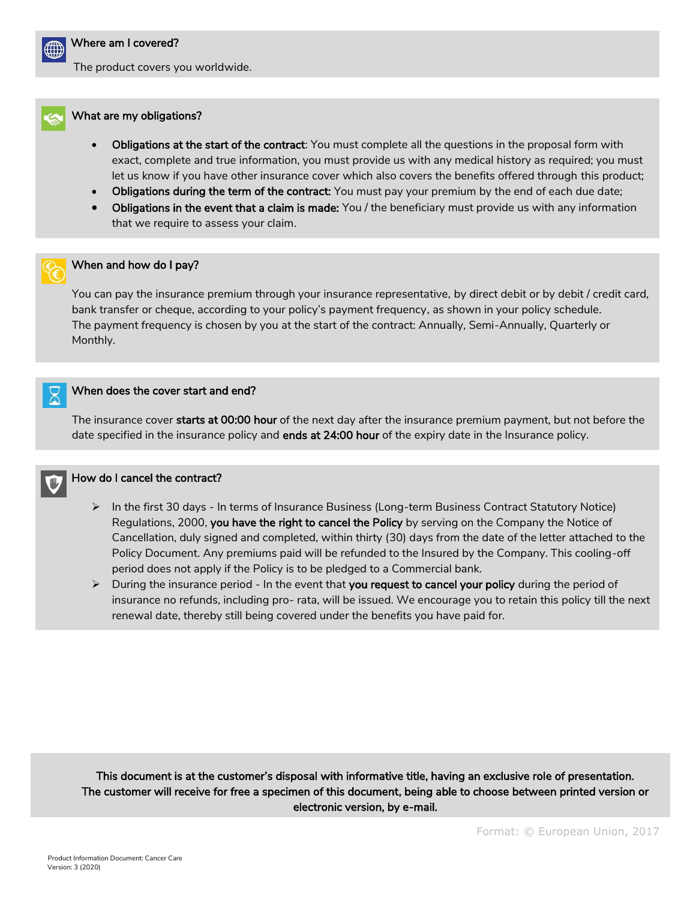## Where am I covered?

The product covers you worldwide.

## What are my obligations?

- **Obligations at the start of the contract**: You must complete all the questions in the proposal form with exact, complete and true information, you must provide us with any medical history as required; you must let us know if you have other insurance cover which also covers the benefits offered through this product;
- **Obligations during the term of the contract:** You must pay your premium by the end of each due date;
- **Obligations in the event that a claim is made:** You / the beneficiary must provide us with any information that we require to assess your claim.

## When and how do I pay?

You can pay the insurance premium through your insurance representative, by direct debit or by debit / credit card, bank transfer or cheque, according to your policy's payment frequency, as shown in your policy schedule.
The payment frequency is chosen by you at the start of the contract: Annually, Semi-Annually, Quarterly or Monthly.

## When does the cover start and end?

The insurance cover **starts at 00:00 hour** of the next day after the insurance premium payment, but not before the date specified in the insurance policy and **ends at 24:00 hour** of the expiry date in the Insurance policy.

## How do I cancel the contract?

- In the first 30 days - In terms of Insurance Business (Long-term Business Contract Statutory Notice) Regulations, 2000, **you have the right to cancel the Policy** by serving on the Company the Notice of Cancellation, duly signed and completed, within thirty (30) days from the date of the letter attached to the Policy Document. Any premiums paid will be refunded to the Insured by the Company. This cooling-off period does not apply if the Policy is to be pledged to a Commercial bank.
- During the insurance period - In the event that **you request to cancel your policy** during the period of insurance no refunds, including pro- rata, will be issued. We encourage you to retain this policy till the next renewal date, thereby still being covered under the benefits you have paid for.

**This document is at the customer's disposal with informative title, having an exclusive role of presentation. The customer will receive for free a specimen of this document, being able to choose between printed version or electronic version, by e-mail.**

Format: © European Union, 2017

Product Information Document: Cancer Care
Version: 3 (2020)